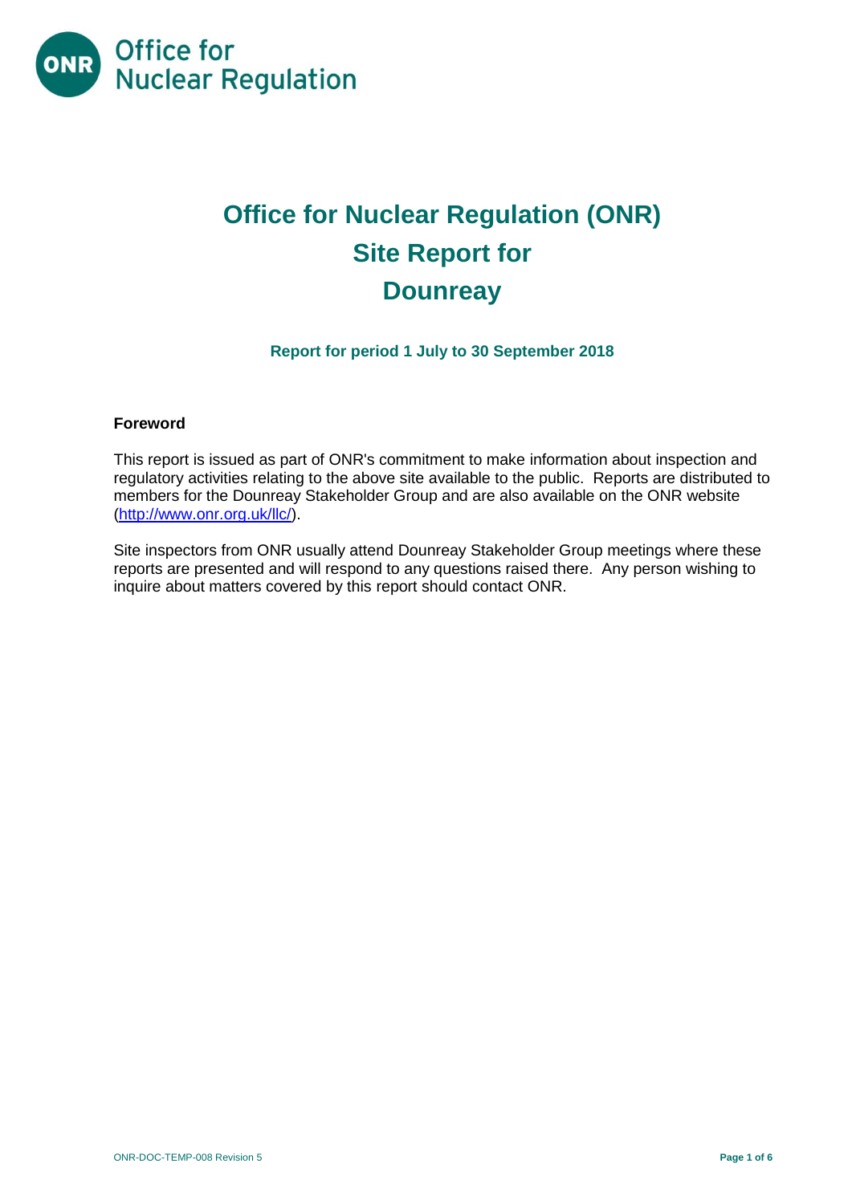# Office for Nuclear Regulation (ONR) Site Report for Dounreay

**Report for period 1 July to 30 September 2018**

## Foreword

This report is issued as part of ONR's commitment to make information about inspection and regulatory activities relating to the above site available to the public. Reports are distributed to members for the Dounreay Stakeholder Group and are also available on the ONR website (http://www.onr.org.uk/llc/).

Site inspectors from ONR usually attend Dounreay Stakeholder Group meetings where these reports are presented and will respond to any questions raised there. Any person wishing to inquire about matters covered by this report should contact ONR.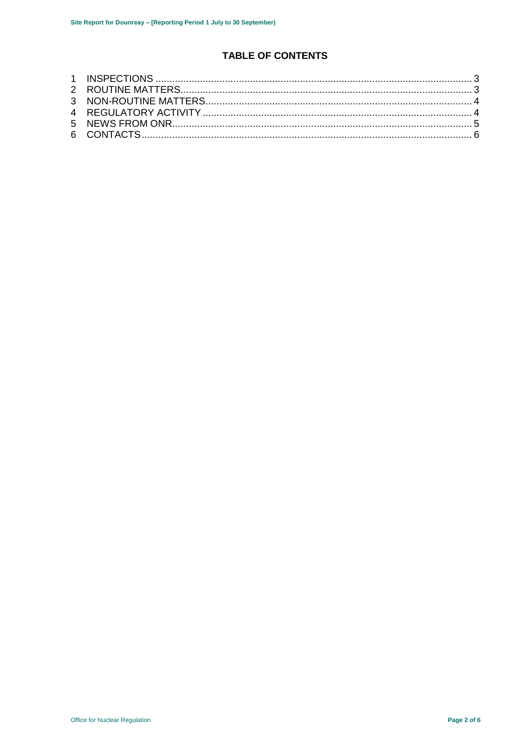## TABLE OF CONTENTS

1 INSPECTIONS ........................................................................................................ 3
2 ROUTINE MATTERS............................................................................................... 3
3 NON-ROUTINE MATTERS...................................................................................... 4
4 REGULATORY ACTIVITY ...................................................................................... 4
5 NEWS FROM ONR.................................................................................................. 5
6 CONTACTS............................................................................................................. 6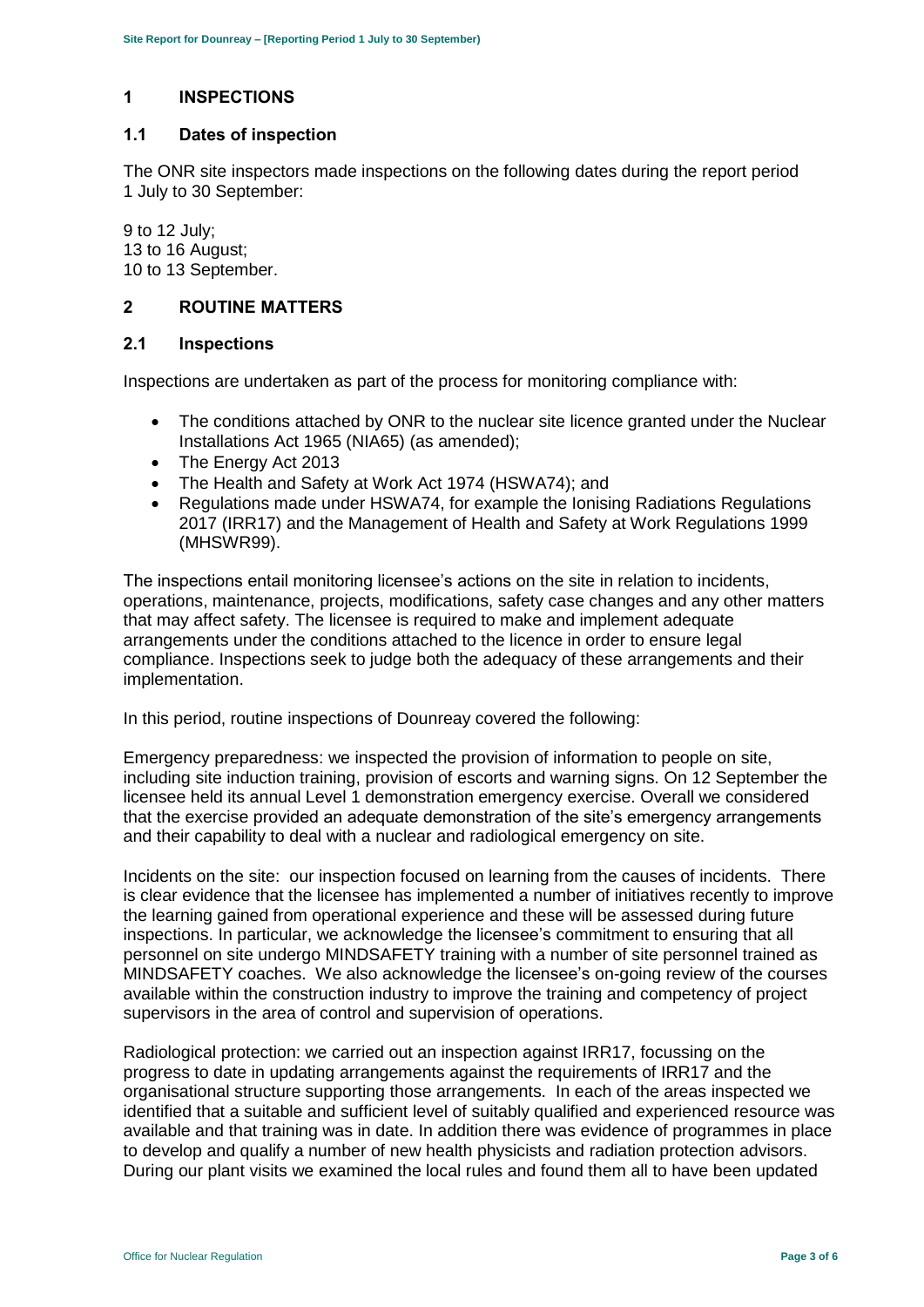## 1 INSPECTIONS

### 1.1 Dates of inspection

The ONR site inspectors made inspections on the following dates during the report period 1 July to 30 September:

9 to 12 July;
13 to 16 August;
10 to 13 September.

## 2 ROUTINE MATTERS

### 2.1 Inspections

Inspections are undertaken as part of the process for monitoring compliance with:

- The conditions attached by ONR to the nuclear site licence granted under the Nuclear Installations Act 1965 (NIA65) (as amended);
- The Energy Act 2013
- The Health and Safety at Work Act 1974 (HSWA74); and
- Regulations made under HSWA74, for example the Ionising Radiations Regulations 2017 (IRR17) and the Management of Health and Safety at Work Regulations 1999 (MHSWR99).

The inspections entail monitoring licensee's actions on the site in relation to incidents, operations, maintenance, projects, modifications, safety case changes and any other matters that may affect safety. The licensee is required to make and implement adequate arrangements under the conditions attached to the licence in order to ensure legal compliance. Inspections seek to judge both the adequacy of these arrangements and their implementation.

In this period, routine inspections of Dounreay covered the following:

Emergency preparedness: we inspected the provision of information to people on site, including site induction training, provision of escorts and warning signs. On 12 September the licensee held its annual Level 1 demonstration emergency exercise. Overall we considered that the exercise provided an adequate demonstration of the site's emergency arrangements and their capability to deal with a nuclear and radiological emergency on site.

Incidents on the site: our inspection focused on learning from the causes of incidents. There is clear evidence that the licensee has implemented a number of initiatives recently to improve the learning gained from operational experience and these will be assessed during future inspections. In particular, we acknowledge the licensee's commitment to ensuring that all personnel on site undergo MINDSAFETY training with a number of site personnel trained as MINDSAFETY coaches. We also acknowledge the licensee's on-going review of the courses available within the construction industry to improve the training and competency of project supervisors in the area of control and supervision of operations.

Radiological protection: we carried out an inspection against IRR17, focussing on the progress to date in updating arrangements against the requirements of IRR17 and the organisational structure supporting those arrangements. In each of the areas inspected we identified that a suitable and sufficient level of suitably qualified and experienced resource was available and that training was in date. In addition there was evidence of programmes in place to develop and qualify a number of new health physicists and radiation protection advisors. During our plant visits we examined the local rules and found them all to have been updated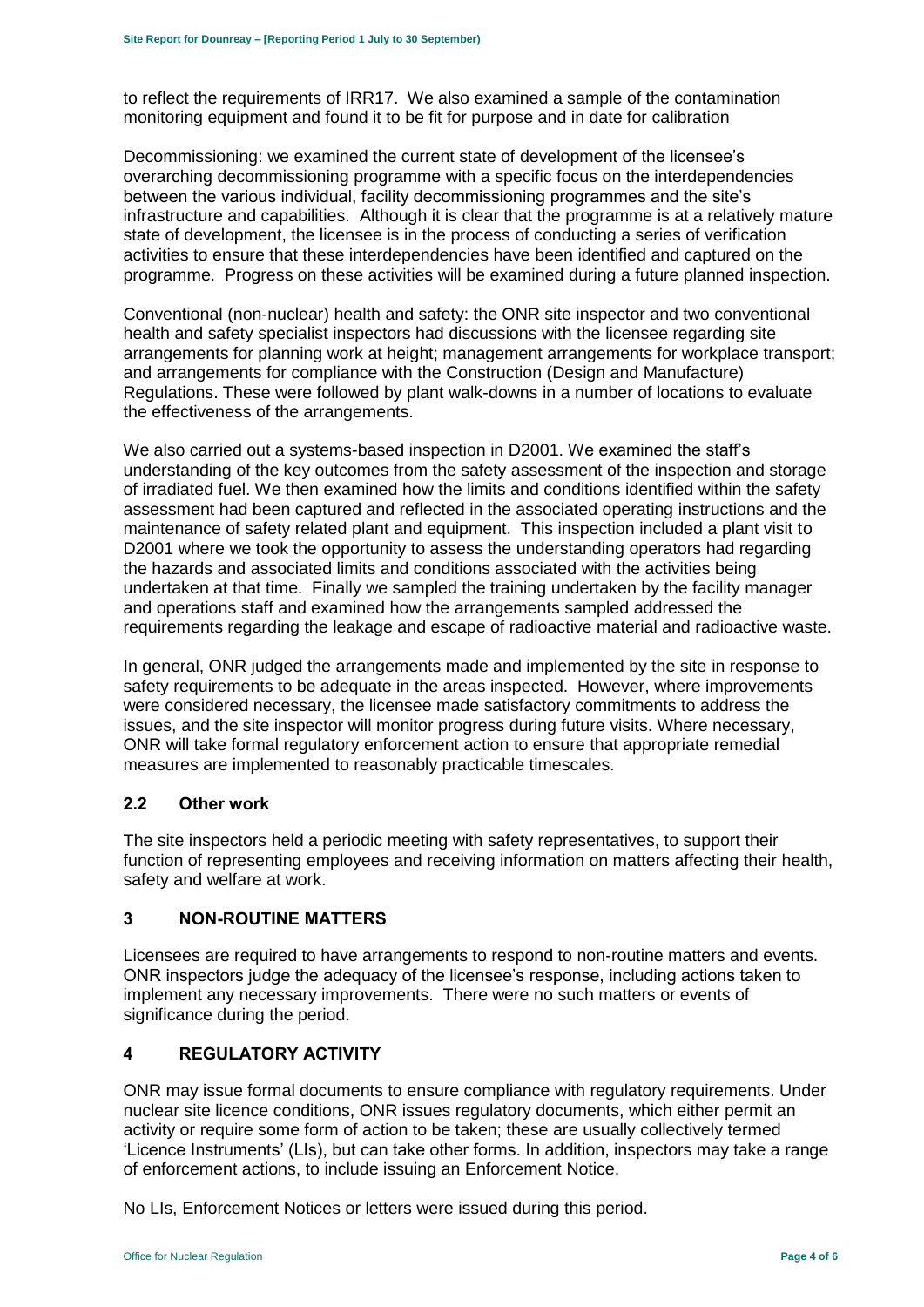to reflect the requirements of IRR17. We also examined a sample of the contamination monitoring equipment and found it to be fit for purpose and in date for calibration

Decommissioning: we examined the current state of development of the licensee's overarching decommissioning programme with a specific focus on the interdependencies between the various individual, facility decommissioning programmes and the site's infrastructure and capabilities. Although it is clear that the programme is at a relatively mature state of development, the licensee is in the process of conducting a series of verification activities to ensure that these interdependencies have been identified and captured on the programme. Progress on these activities will be examined during a future planned inspection.

Conventional (non-nuclear) health and safety: the ONR site inspector and two conventional health and safety specialist inspectors had discussions with the licensee regarding site arrangements for planning work at height; management arrangements for workplace transport; and arrangements for compliance with the Construction (Design and Manufacture) Regulations. These were followed by plant walk-downs in a number of locations to evaluate the effectiveness of the arrangements.

We also carried out a systems-based inspection in D2001. We examined the staff's understanding of the key outcomes from the safety assessment of the inspection and storage of irradiated fuel. We then examined how the limits and conditions identified within the safety assessment had been captured and reflected in the associated operating instructions and the maintenance of safety related plant and equipment. This inspection included a plant visit to D2001 where we took the opportunity to assess the understanding operators had regarding the hazards and associated limits and conditions associated with the activities being undertaken at that time. Finally we sampled the training undertaken by the facility manager and operations staff and examined how the arrangements sampled addressed the requirements regarding the leakage and escape of radioactive material and radioactive waste.

In general, ONR judged the arrangements made and implemented by the site in response to safety requirements to be adequate in the areas inspected. However, where improvements were considered necessary, the licensee made satisfactory commitments to address the issues, and the site inspector will monitor progress during future visits. Where necessary, ONR will take formal regulatory enforcement action to ensure that appropriate remedial measures are implemented to reasonably practicable timescales.

## 2.2 Other work

The site inspectors held a periodic meeting with safety representatives, to support their function of representing employees and receiving information on matters affecting their health, safety and welfare at work.

# 3 NON-ROUTINE MATTERS

Licensees are required to have arrangements to respond to non-routine matters and events. ONR inspectors judge the adequacy of the licensee's response, including actions taken to implement any necessary improvements. There were no such matters or events of significance during the period.

# 4 REGULATORY ACTIVITY

ONR may issue formal documents to ensure compliance with regulatory requirements. Under nuclear site licence conditions, ONR issues regulatory documents, which either permit an activity or require some form of action to be taken; these are usually collectively termed 'Licence Instruments' (LIs), but can take other forms. In addition, inspectors may take a range of enforcement actions, to include issuing an Enforcement Notice.

No LIs, Enforcement Notices or letters were issued during this period.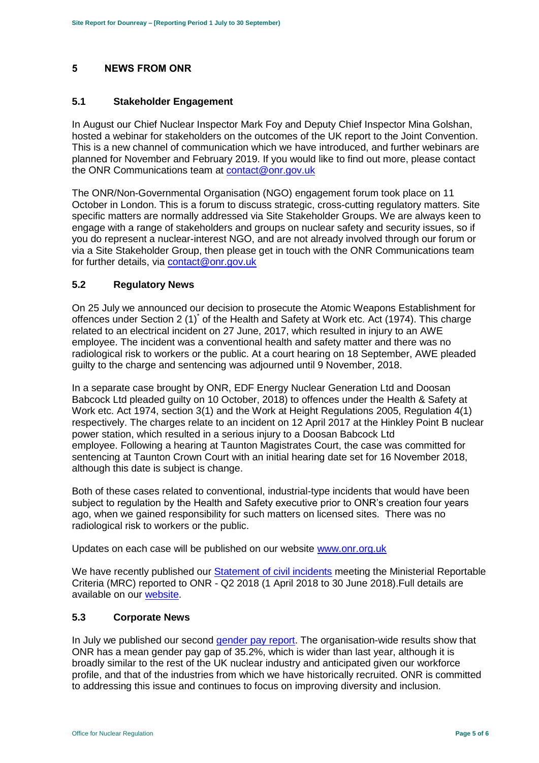## 5 NEWS FROM ONR

### 5.1 Stakeholder Engagement

In August our Chief Nuclear Inspector Mark Foy and Deputy Chief Inspector Mina Golshan, hosted a webinar for stakeholders on the outcomes of the UK report to the Joint Convention. This is a new channel of communication which we have introduced, and further webinars are planned for November and February 2019. If you would like to find out more, please contact the ONR Communications team at contact@onr.gov.uk

The ONR/Non-Governmental Organisation (NGO) engagement forum took place on 11 October in London. This is a forum to discuss strategic, cross-cutting regulatory matters. Site specific matters are normally addressed via Site Stakeholder Groups. We are always keen to engage with a range of stakeholders and groups on nuclear safety and security issues, so if you do represent a nuclear-interest NGO, and are not already involved through our forum or via a Site Stakeholder Group, then please get in touch with the ONR Communications team for further details, via contact@onr.gov.uk

### 5.2 Regulatory News

On 25 July we announced our decision to prosecute the Atomic Weapons Establishment for offences under Section 2 (1)* of the Health and Safety at Work etc. Act (1974). This charge related to an electrical incident on 27 June, 2017, which resulted in injury to an AWE employee. The incident was a conventional health and safety matter and there was no radiological risk to workers or the public. At a court hearing on 18 September, AWE pleaded guilty to the charge and sentencing was adjourned until 9 November, 2018.

In a separate case brought by ONR, EDF Energy Nuclear Generation Ltd and Doosan Babcock Ltd pleaded guilty on 10 October, 2018) to offences under the Health & Safety at Work etc. Act 1974, section 3(1) and the Work at Height Regulations 2005, Regulation 4(1) respectively. The charges relate to an incident on 12 April 2017 at the Hinkley Point B nuclear power station, which resulted in a serious injury to a Doosan Babcock Ltd employee. Following a hearing at Taunton Magistrates Court, the case was committed for sentencing at Taunton Crown Court with an initial hearing date set for 16 November 2018, although this date is subject is change.

Both of these cases related to conventional, industrial-type incidents that would have been subject to regulation by the Health and Safety executive prior to ONR's creation four years ago, when we gained responsibility for such matters on licensed sites. There was no radiological risk to workers or the public.

Updates on each case will be published on our website www.onr.org.uk

We have recently published our Statement of civil incidents meeting the Ministerial Reportable Criteria (MRC) reported to ONR - Q2 2018 (1 April 2018 to 30 June 2018).Full details are available on our website.

### 5.3 Corporate News

In July we published our second gender pay report. The organisation-wide results show that ONR has a mean gender pay gap of 35.2%, which is wider than last year, although it is broadly similar to the rest of the UK nuclear industry and anticipated given our workforce profile, and that of the industries from which we have historically recruited. ONR is committed to addressing this issue and continues to focus on improving diversity and inclusion.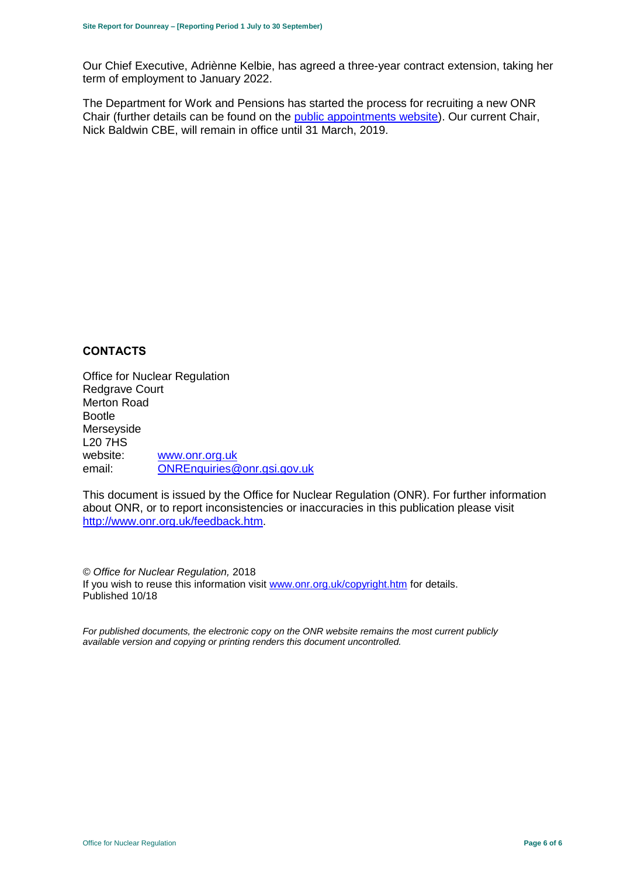Our Chief Executive, Adriènne Kelbie, has agreed a three-year contract extension, taking her term of employment to January 2022.

The Department for Work and Pensions has started the process for recruiting a new ONR Chair (further details can be found on the public appointments website). Our current Chair, Nick Baldwin CBE, will remain in office until 31 March, 2019.

### CONTACTS

Office for Nuclear Regulation
Redgrave Court
Merton Road
Bootle
Merseyside
L20 7HS
website: www.onr.org.uk
email: ONREnquiries@onr.gsi.gov.uk

This document is issued by the Office for Nuclear Regulation (ONR). For further information about ONR, or to report inconsistencies or inaccuracies in this publication please visit http://www.onr.org.uk/feedback.htm.

© *Office for Nuclear Regulation,* 2018
If you wish to reuse this information visit www.onr.org.uk/copyright.htm for details.
Published 10/18

*For published documents, the electronic copy on the ONR website remains the most current publicly available version and copying or printing renders this document uncontrolled.*